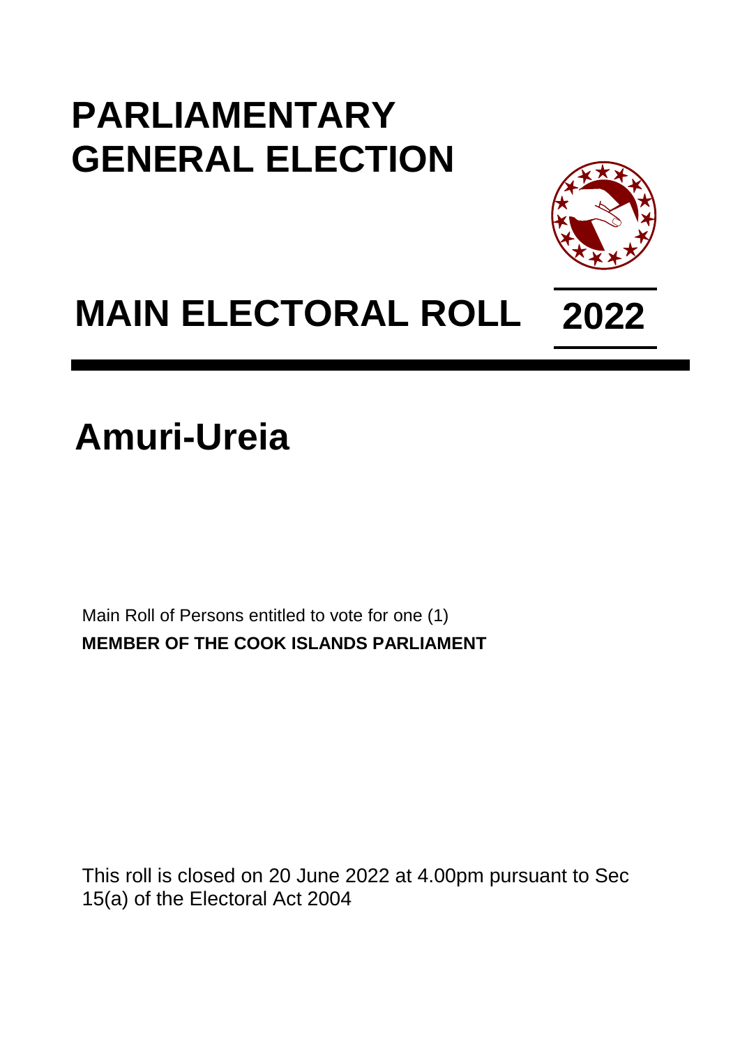# PARLIAMENTARY GENERAL ELECTION

# MAIN ELECTORAL ROLL 2022

## Amuri-Ureia

Main Roll of Persons entitled to vote for one (1)
**MEMBER OF THE COOK ISLANDS PARLIAMENT**

This roll is closed on 20 June 2022 at 4.00pm pursuant to Sec 15(a) of the Electoral Act 2004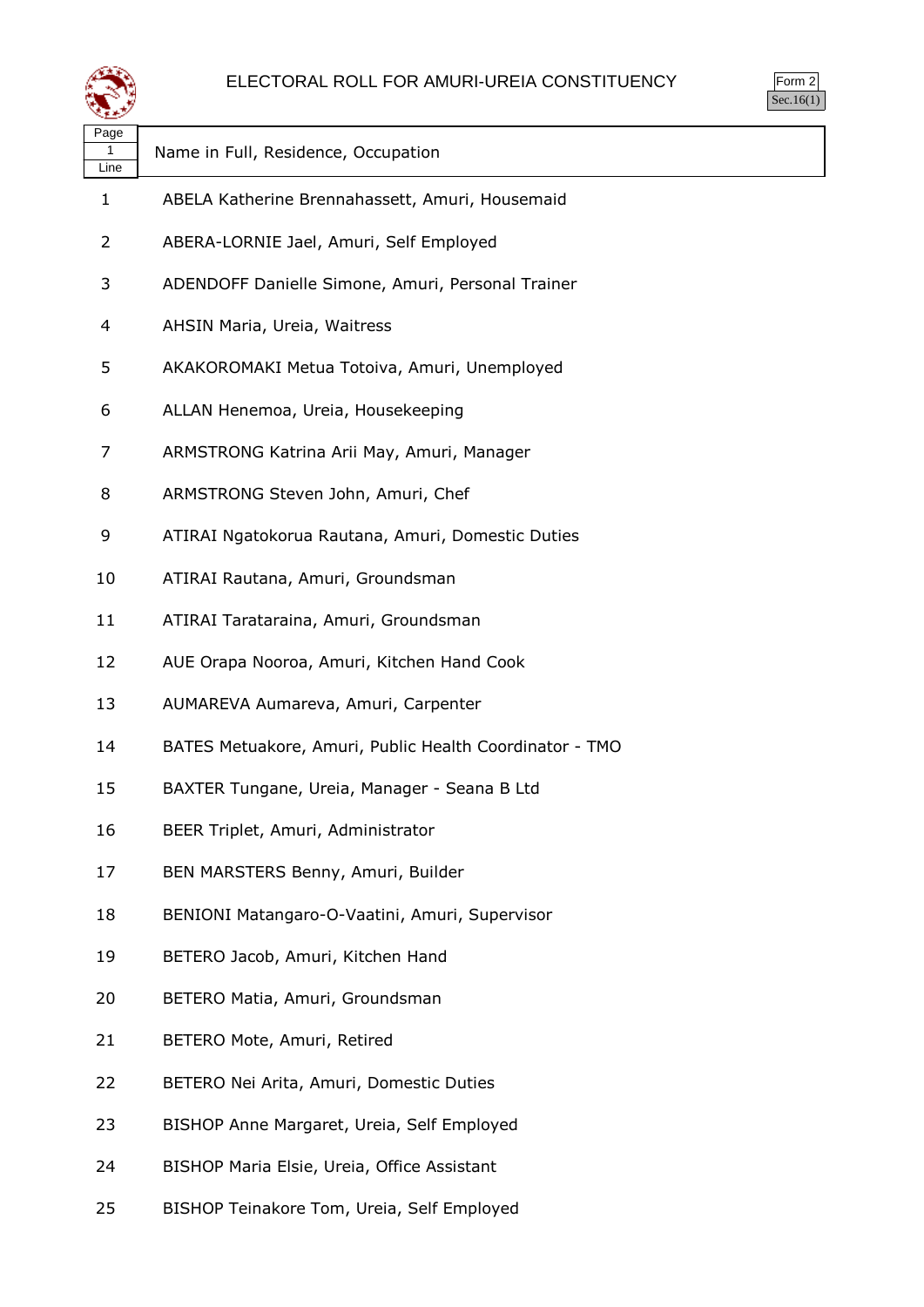# ELECTORAL ROLL FOR AMURI-UREIA CONSTITUENCY

Form 2
Sec.16(1)

| Page 1 Line | Name in Full, Residence, Occupation |
|---|---|
| 1 | ABELA Katherine Brennahassett, Amuri, Housemaid |
| 2 | ABERA-LORNIE Jael, Amuri, Self Employed |
| 3 | ADENDOFF Danielle Simone, Amuri, Personal Trainer |
| 4 | AHSIN Maria, Ureia, Waitress |
| 5 | AKAKOROMAKI Metua Totoiva, Amuri, Unemployed |
| 6 | ALLAN Henemoa, Ureia, Housekeeping |
| 7 | ARMSTRONG Katrina Arii May, Amuri, Manager |
| 8 | ARMSTRONG Steven John, Amuri, Chef |
| 9 | ATIRAI Ngatokorua Rautana, Amuri, Domestic Duties |
| 10 | ATIRAI Rautana, Amuri, Groundsman |
| 11 | ATIRAI Tarataraina, Amuri, Groundsman |
| 12 | AUE Orapa Nooroa, Amuri, Kitchen Hand Cook |
| 13 | AUMAREVA Aumareva, Amuri, Carpenter |
| 14 | BATES Metuakore, Amuri, Public Health Coordinator - TMO |
| 15 | BAXTER Tungane, Ureia, Manager - Seana B Ltd |
| 16 | BEER Triplet, Amuri, Administrator |
| 17 | BEN MARSTERS Benny, Amuri, Builder |
| 18 | BENIONI Matangaro-O-Vaatini, Amuri, Supervisor |
| 19 | BETERO Jacob, Amuri, Kitchen Hand |
| 20 | BETERO Matia, Amuri, Groundsman |
| 21 | BETERO Mote, Amuri, Retired |
| 22 | BETERO Nei Arita, Amuri, Domestic Duties |
| 23 | BISHOP Anne Margaret, Ureia, Self Employed |
| 24 | BISHOP Maria Elsie, Ureia, Office Assistant |
| 25 | BISHOP Teinakore Tom, Ureia, Self Employed |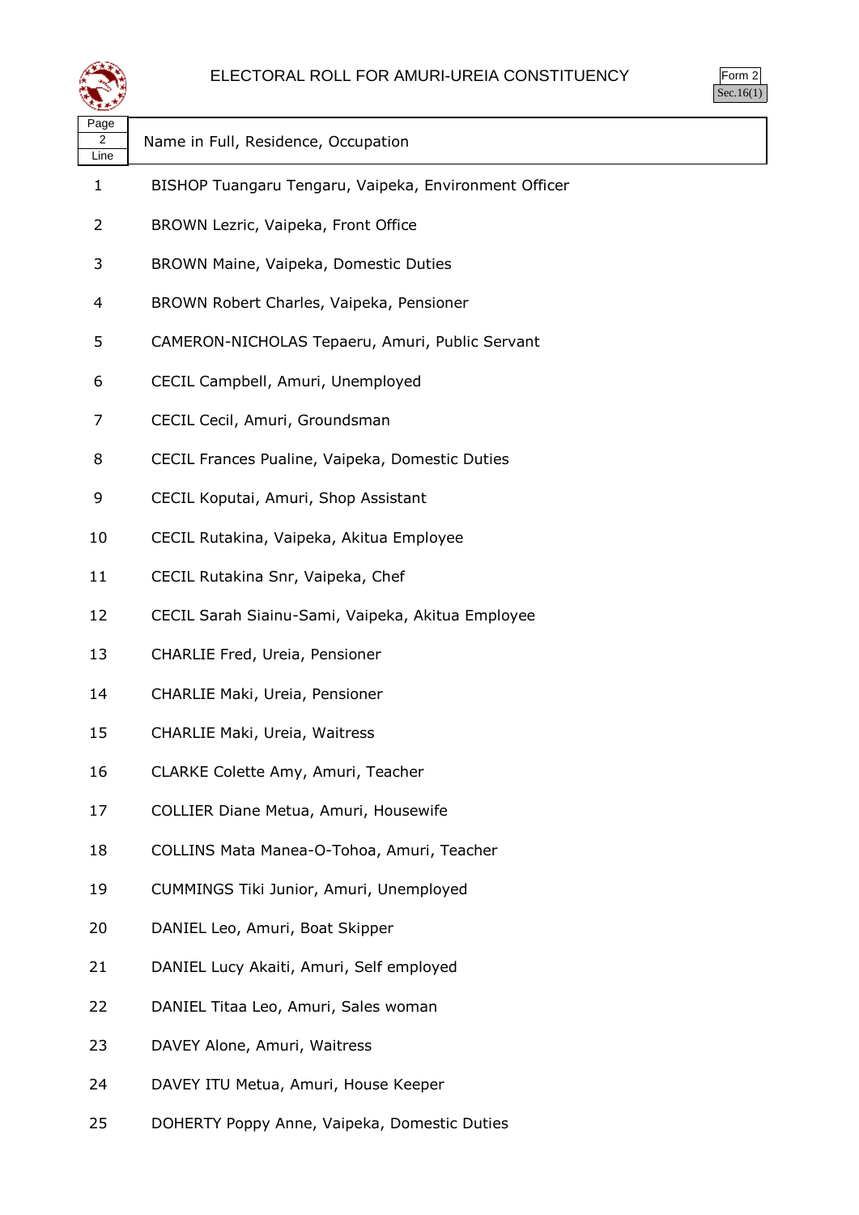ELECTORAL ROLL FOR AMURI-UREIA CONSTITUENCY

Form 2
Sec.16(1)

| Page 2 Line | Name in Full, Residence, Occupation |
|---|---|
| 1 | BISHOP Tuangaru Tengaru, Vaipeka, Environment Officer |
| 2 | BROWN Lezric, Vaipeka, Front Office |
| 3 | BROWN Maine, Vaipeka, Domestic Duties |
| 4 | BROWN Robert Charles, Vaipeka, Pensioner |
| 5 | CAMERON-NICHOLAS Tepaeru, Amuri, Public Servant |
| 6 | CECIL Campbell, Amuri, Unemployed |
| 7 | CECIL Cecil, Amuri, Groundsman |
| 8 | CECIL Frances Pualine, Vaipeka, Domestic Duties |
| 9 | CECIL Koputai, Amuri, Shop Assistant |
| 10 | CECIL Rutakina, Vaipeka, Akitua Employee |
| 11 | CECIL Rutakina Snr, Vaipeka, Chef |
| 12 | CECIL Sarah Siainu-Sami, Vaipeka, Akitua Employee |
| 13 | CHARLIE Fred, Ureia, Pensioner |
| 14 | CHARLIE Maki, Ureia, Pensioner |
| 15 | CHARLIE Maki, Ureia, Waitress |
| 16 | CLARKE Colette Amy, Amuri, Teacher |
| 17 | COLLIER Diane Metua, Amuri, Housewife |
| 18 | COLLINS Mata Manea-O-Tohoa, Amuri, Teacher |
| 19 | CUMMINGS Tiki Junior, Amuri, Unemployed |
| 20 | DANIEL Leo, Amuri, Boat Skipper |
| 21 | DANIEL Lucy Akaiti, Amuri, Self employed |
| 22 | DANIEL Titaa Leo, Amuri, Sales woman |
| 23 | DAVEY Alone, Amuri, Waitress |
| 24 | DAVEY ITU Metua, Amuri, House Keeper |
| 25 | DOHERTY Poppy Anne, Vaipeka, Domestic Duties |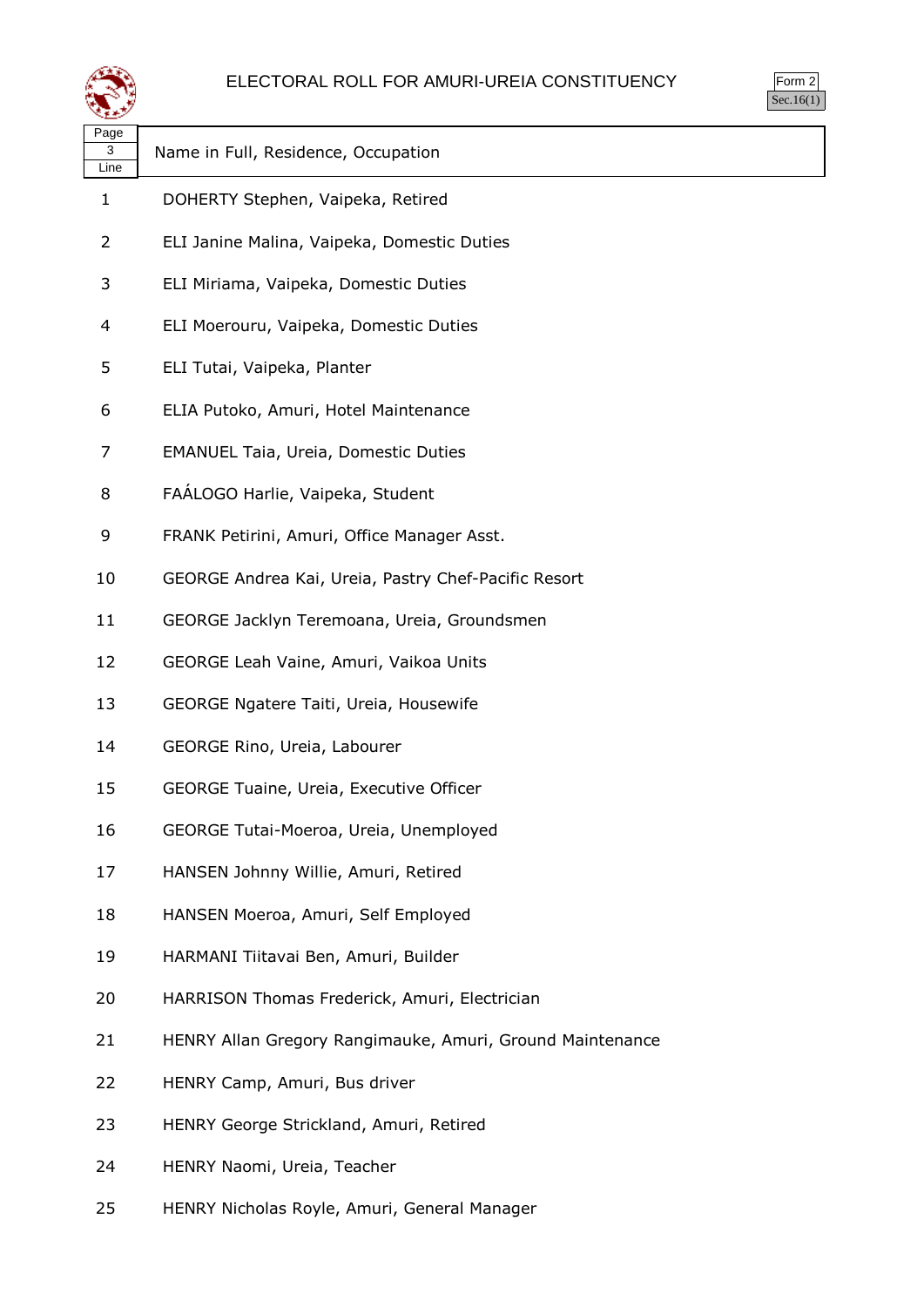# ELECTORAL ROLL FOR AMURI-UREIA CONSTITUENCY

Form 2
Sec.16(1)

| Page 3 Line | Name in Full, Residence, Occupation |
|---|---|
| 1 | DOHERTY Stephen, Vaipeka, Retired |
| 2 | ELI Janine Malina, Vaipeka, Domestic Duties |
| 3 | ELI Miriama, Vaipeka, Domestic Duties |
| 4 | ELI Moerouru, Vaipeka, Domestic Duties |
| 5 | ELI Tutai, Vaipeka, Planter |
| 6 | ELIA Putoko, Amuri, Hotel Maintenance |
| 7 | EMANUEL Taia, Ureia, Domestic Duties |
| 8 | FAÁLOGO Harlie, Vaipeka, Student |
| 9 | FRANK Petirini, Amuri, Office Manager Asst. |
| 10 | GEORGE Andrea Kai, Ureia, Pastry Chef-Pacific Resort |
| 11 | GEORGE Jacklyn Teremoana, Ureia, Groundsmen |
| 12 | GEORGE Leah Vaine, Amuri, Vaikoa Units |
| 13 | GEORGE Ngatere Taiti, Ureia, Housewife |
| 14 | GEORGE Rino, Ureia, Labourer |
| 15 | GEORGE Tuaine, Ureia, Executive Officer |
| 16 | GEORGE Tutai-Moeroa, Ureia, Unemployed |
| 17 | HANSEN Johnny Willie, Amuri, Retired |
| 18 | HANSEN Moeroa, Amuri, Self Employed |
| 19 | HARMANI Tiitavai Ben, Amuri, Builder |
| 20 | HARRISON Thomas Frederick, Amuri, Electrician |
| 21 | HENRY Allan Gregory Rangimauke, Amuri, Ground Maintenance |
| 22 | HENRY Camp, Amuri, Bus driver |
| 23 | HENRY George Strickland, Amuri, Retired |
| 24 | HENRY Naomi, Ureia, Teacher |
| 25 | HENRY Nicholas Royle, Amuri, General Manager |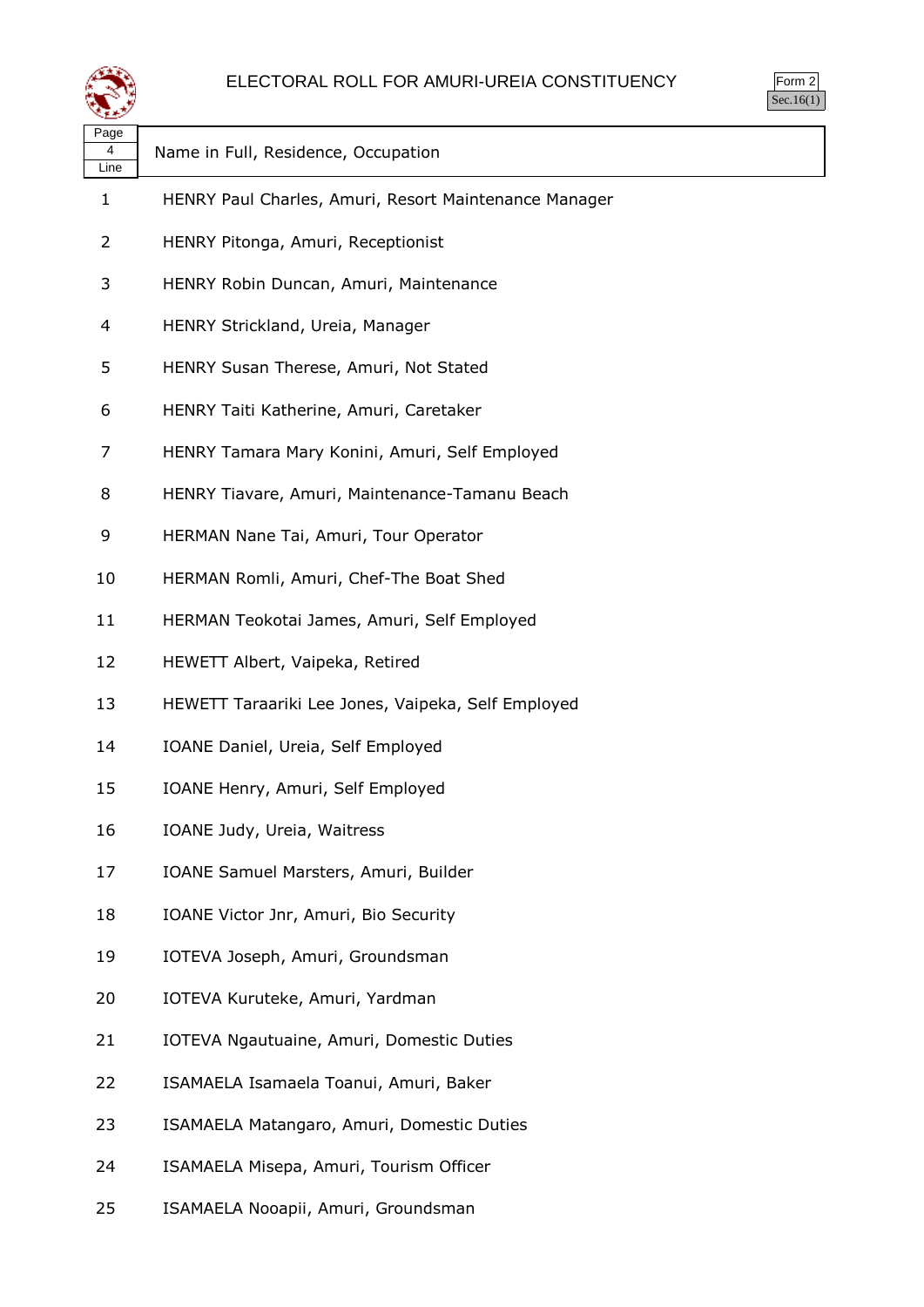# ELECTORAL ROLL FOR AMURI-UREIA CONSTITUENCY

Form 2
Sec.16(1)

| Page 4 Line | Name in Full, Residence, Occupation |
|---|---|
| 1 | HENRY Paul Charles, Amuri, Resort Maintenance Manager |
| 2 | HENRY Pitonga, Amuri, Receptionist |
| 3 | HENRY Robin Duncan, Amuri, Maintenance |
| 4 | HENRY Strickland, Ureia, Manager |
| 5 | HENRY Susan Therese, Amuri, Not Stated |
| 6 | HENRY Taiti Katherine, Amuri, Caretaker |
| 7 | HENRY Tamara Mary Konini, Amuri, Self Employed |
| 8 | HENRY Tiavare, Amuri, Maintenance-Tamanu Beach |
| 9 | HERMAN Nane Tai, Amuri, Tour Operator |
| 10 | HERMAN Romli, Amuri, Chef-The Boat Shed |
| 11 | HERMAN Teokotai James, Amuri, Self Employed |
| 12 | HEWETT Albert, Vaipeka, Retired |
| 13 | HEWETT Taraariki Lee Jones, Vaipeka, Self Employed |
| 14 | IOANE Daniel, Ureia, Self Employed |
| 15 | IOANE Henry, Amuri, Self Employed |
| 16 | IOANE Judy, Ureia, Waitress |
| 17 | IOANE Samuel Marsters, Amuri, Builder |
| 18 | IOANE Victor Jnr, Amuri, Bio Security |
| 19 | IOTEVA Joseph, Amuri, Groundsman |
| 20 | IOTEVA Kuruteke, Amuri, Yardman |
| 21 | IOTEVA Ngautuaine, Amuri, Domestic Duties |
| 22 | ISAMAELA Isamaela Toanui, Amuri, Baker |
| 23 | ISAMAELA Matangaro, Amuri, Domestic Duties |
| 24 | ISAMAELA Misepa, Amuri, Tourism Officer |
| 25 | ISAMAELA Nooapii, Amuri, Groundsman |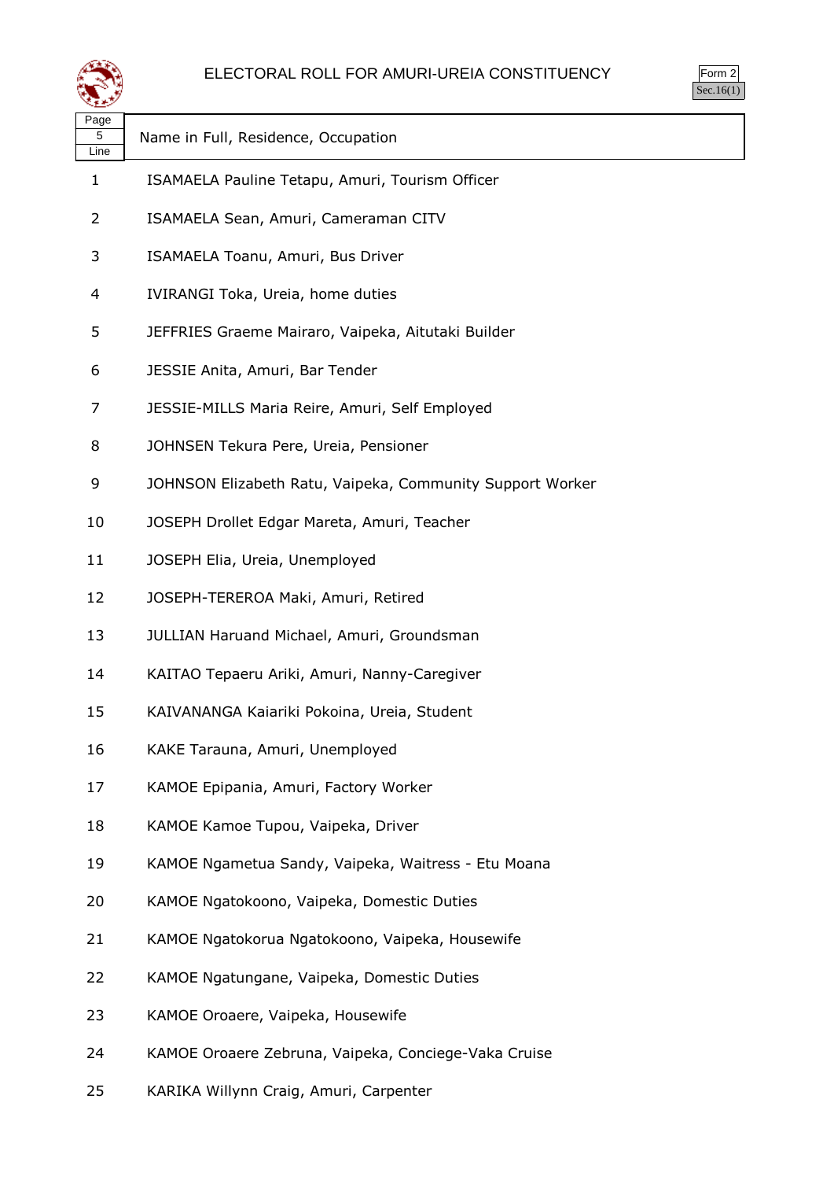# ELECTORAL ROLL FOR AMURI-UREIA CONSTITUENCY

Form 2
Sec.16(1)

| Page 5 Line | Name in Full, Residence, Occupation |
|---|---|
| 1 | ISAMAELA Pauline Tetapu, Amuri, Tourism Officer |
| 2 | ISAMAELA Sean, Amuri, Cameraman CITV |
| 3 | ISAMAELA Toanu, Amuri, Bus Driver |
| 4 | IVIRANGI Toka, Ureia, home duties |
| 5 | JEFFRIES Graeme Mairaro, Vaipeka, Aitutaki Builder |
| 6 | JESSIE Anita, Amuri, Bar Tender |
| 7 | JESSIE-MILLS Maria Reire, Amuri, Self Employed |
| 8 | JOHNSEN Tekura Pere, Ureia, Pensioner |
| 9 | JOHNSON Elizabeth Ratu, Vaipeka, Community Support Worker |
| 10 | JOSEPH Drollet Edgar Mareta, Amuri, Teacher |
| 11 | JOSEPH Elia, Ureia, Unemployed |
| 12 | JOSEPH-TEREROA Maki, Amuri, Retired |
| 13 | JULLIAN Haruand Michael, Amuri, Groundsman |
| 14 | KAITAO Tepaeru Ariki, Amuri, Nanny-Caregiver |
| 15 | KAIVANANGA Kaiariki Pokoina, Ureia, Student |
| 16 | KAKE Tarauna, Amuri, Unemployed |
| 17 | KAMOE Epipania, Amuri, Factory Worker |
| 18 | KAMOE Kamoe Tupou, Vaipeka, Driver |
| 19 | KAMOE Ngametua Sandy, Vaipeka, Waitress - Etu Moana |
| 20 | KAMOE Ngatokoono, Vaipeka, Domestic Duties |
| 21 | KAMOE Ngatokorua Ngatokoono, Vaipeka, Housewife |
| 22 | KAMOE Ngatungane, Vaipeka, Domestic Duties |
| 23 | KAMOE Oroaere, Vaipeka, Housewife |
| 24 | KAMOE Oroaere Zebruna, Vaipeka, Conciege-Vaka Cruise |
| 25 | KARIKA Willynn Craig, Amuri, Carpenter |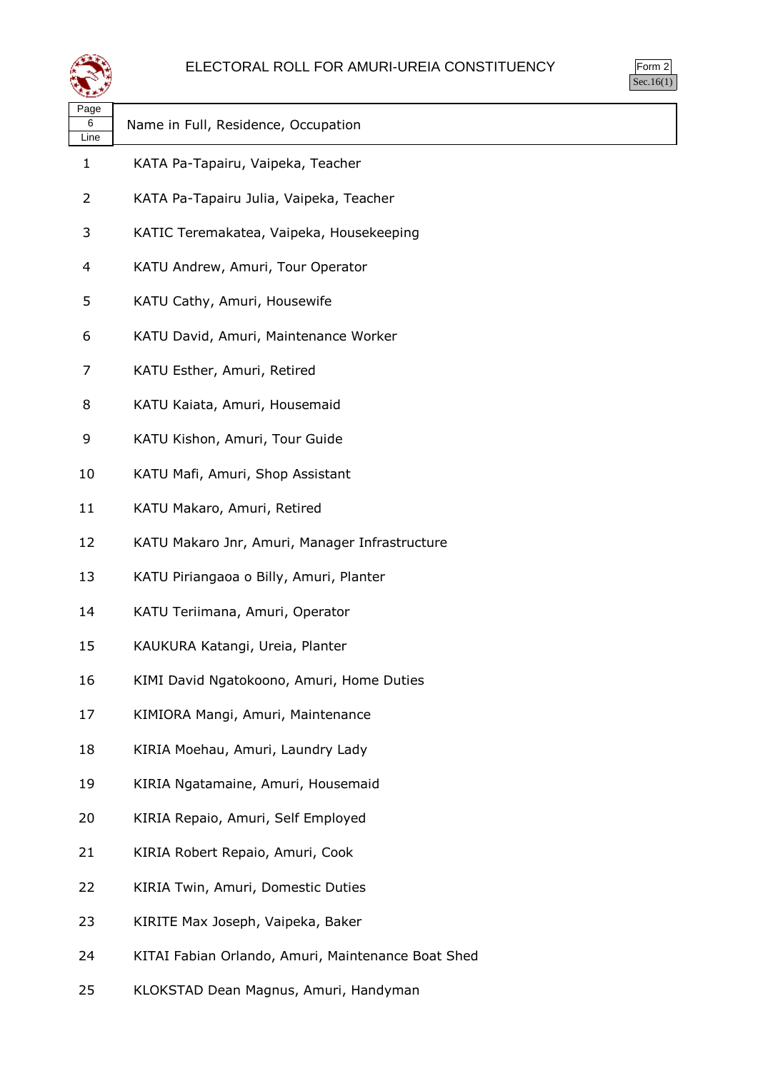# ELECTORAL ROLL FOR AMURI-UREIA CONSTITUENCY

Form 2
Sec.16(1)

| Page 6 Line | Name in Full, Residence, Occupation |
| --- | --- |
| 1 | KATA Pa-Tapairu, Vaipeka, Teacher |
| 2 | KATA Pa-Tapairu Julia, Vaipeka, Teacher |
| 3 | KATIC Teremakatea, Vaipeka, Housekeeping |
| 4 | KATU Andrew, Amuri, Tour Operator |
| 5 | KATU Cathy, Amuri, Housewife |
| 6 | KATU David, Amuri, Maintenance Worker |
| 7 | KATU Esther, Amuri, Retired |
| 8 | KATU Kaiata, Amuri, Housemaid |
| 9 | KATU Kishon, Amuri, Tour Guide |
| 10 | KATU Mafi, Amuri, Shop Assistant |
| 11 | KATU Makaro, Amuri, Retired |
| 12 | KATU Makaro Jnr, Amuri, Manager Infrastructure |
| 13 | KATU Piriangaoa o Billy, Amuri, Planter |
| 14 | KATU Teriimana, Amuri, Operator |
| 15 | KAUKURA Katangi, Ureia, Planter |
| 16 | KIMI David Ngatokoono, Amuri, Home Duties |
| 17 | KIMIORA Mangi, Amuri, Maintenance |
| 18 | KIRIA Moehau, Amuri, Laundry Lady |
| 19 | KIRIA Ngatamaine, Amuri, Housemaid |
| 20 | KIRIA Repaio, Amuri, Self Employed |
| 21 | KIRIA Robert Repaio, Amuri, Cook |
| 22 | KIRIA Twin, Amuri, Domestic Duties |
| 23 | KIRITE Max Joseph, Vaipeka, Baker |
| 24 | KITAI Fabian Orlando, Amuri, Maintenance Boat Shed |
| 25 | KLOKSTAD Dean Magnus, Amuri, Handyman |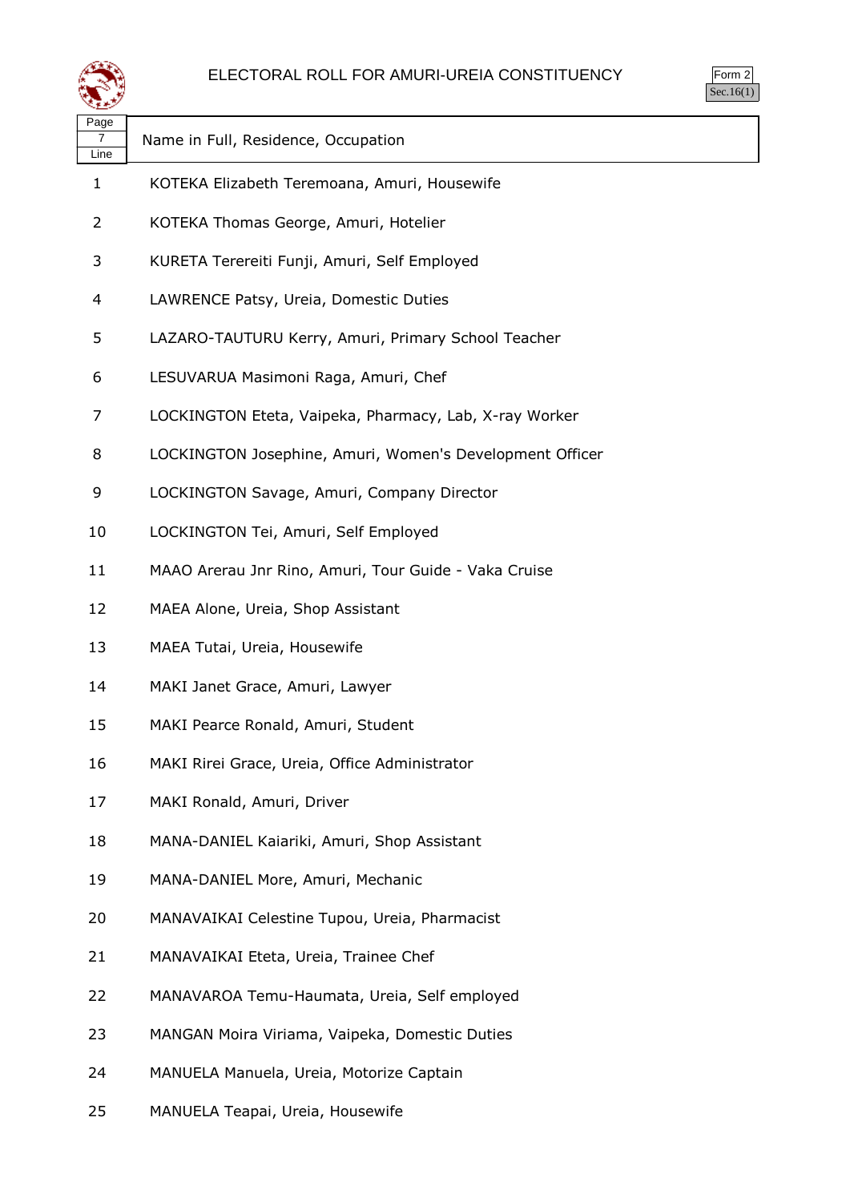# ELECTORAL ROLL FOR AMURI-UREIA CONSTITUENCY

Form 2
Sec.16(1)

| Page 7 Line | Name in Full, Residence, Occupation |
|---|---|
| 1 | KOTEKA Elizabeth Teremoana, Amuri, Housewife |
| 2 | KOTEKA Thomas George, Amuri, Hotelier |
| 3 | KURETA Terereiti Funji, Amuri, Self Employed |
| 4 | LAWRENCE Patsy, Ureia, Domestic Duties |
| 5 | LAZARO-TAUTURU Kerry, Amuri, Primary School Teacher |
| 6 | LESUVARUA Masimoni Raga, Amuri, Chef |
| 7 | LOCKINGTON Eteta, Vaipeka, Pharmacy, Lab, X-ray Worker |
| 8 | LOCKINGTON Josephine, Amuri, Women's Development Officer |
| 9 | LOCKINGTON Savage, Amuri, Company Director |
| 10 | LOCKINGTON Tei, Amuri, Self Employed |
| 11 | MAAO Arerau Jnr Rino, Amuri, Tour Guide - Vaka Cruise |
| 12 | MAEA Alone, Ureia, Shop Assistant |
| 13 | MAEA Tutai, Ureia, Housewife |
| 14 | MAKI Janet Grace, Amuri, Lawyer |
| 15 | MAKI Pearce Ronald, Amuri, Student |
| 16 | MAKI Rirei Grace, Ureia, Office Administrator |
| 17 | MAKI Ronald, Amuri, Driver |
| 18 | MANA-DANIEL Kaiariki, Amuri, Shop Assistant |
| 19 | MANA-DANIEL More, Amuri, Mechanic |
| 20 | MANAVAIKAI Celestine Tupou, Ureia, Pharmacist |
| 21 | MANAVAIKAI Eteta, Ureia, Trainee Chef |
| 22 | MANAVAROA Temu-Haumata, Ureia, Self employed |
| 23 | MANGAN Moira Viriama, Vaipeka, Domestic Duties |
| 24 | MANUELA Manuela, Ureia, Motorize Captain |
| 25 | MANUELA Teapai, Ureia, Housewife |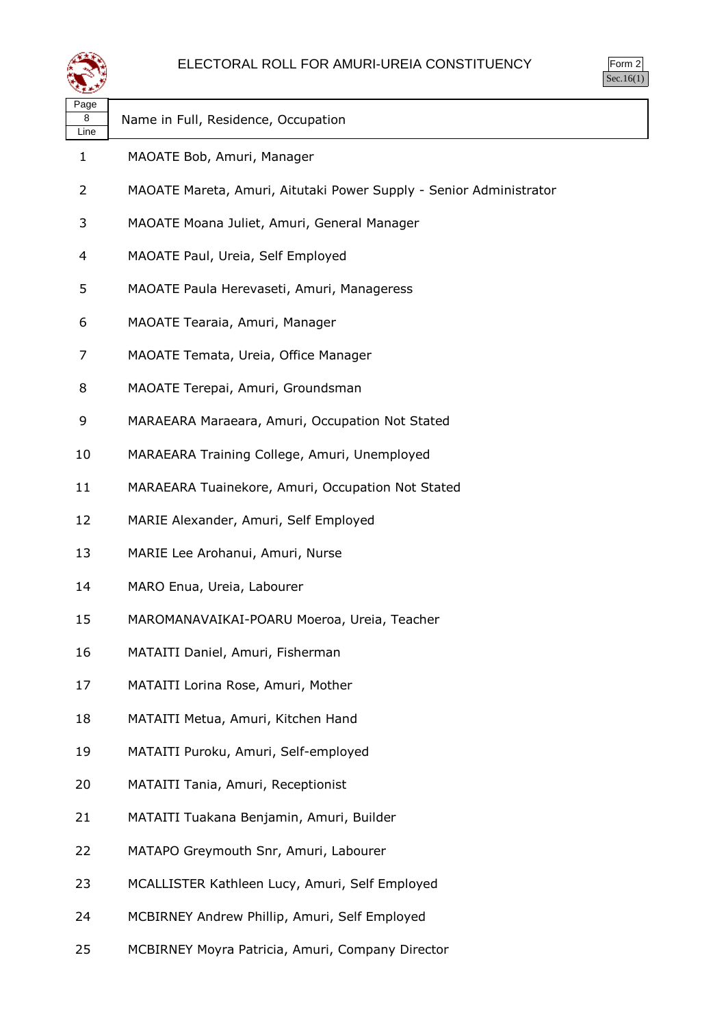# ELECTORAL ROLL FOR AMURI-UREIA CONSTITUENCY

Form 2
Sec.16(1)

| Page 8 Line | Name in Full, Residence, Occupation |
|---|---|
| 1 | MAOATE Bob, Amuri, Manager |
| 2 | MAOATE Mareta, Amuri, Aitutaki Power Supply - Senior Administrator |
| 3 | MAOATE Moana Juliet, Amuri, General Manager |
| 4 | MAOATE Paul, Ureia, Self Employed |
| 5 | MAOATE Paula Herevaseti, Amuri, Manageress |
| 6 | MAOATE Tearaia, Amuri, Manager |
| 7 | MAOATE Temata, Ureia, Office Manager |
| 8 | MAOATE Terepai, Amuri, Groundsman |
| 9 | MARAEARA Maraeara, Amuri, Occupation Not Stated |
| 10 | MARAEARA Training College, Amuri, Unemployed |
| 11 | MARAEARA Tuainekore, Amuri, Occupation Not Stated |
| 12 | MARIE Alexander, Amuri, Self Employed |
| 13 | MARIE Lee Arohanui, Amuri, Nurse |
| 14 | MARO Enua, Ureia, Labourer |
| 15 | MAROMANAVAIKAI-POARU Moeroa, Ureia, Teacher |
| 16 | MATAITI Daniel, Amuri, Fisherman |
| 17 | MATAITI Lorina Rose, Amuri, Mother |
| 18 | MATAITI Metua, Amuri, Kitchen Hand |
| 19 | MATAITI Puroku, Amuri, Self-employed |
| 20 | MATAITI Tania, Amuri, Receptionist |
| 21 | MATAITI Tuakana Benjamin, Amuri, Builder |
| 22 | MATAPO Greymouth Snr, Amuri, Labourer |
| 23 | MCALLISTER Kathleen Lucy, Amuri, Self Employed |
| 24 | MCBIRNEY Andrew Phillip, Amuri, Self Employed |
| 25 | MCBIRNEY Moyra Patricia, Amuri, Company Director |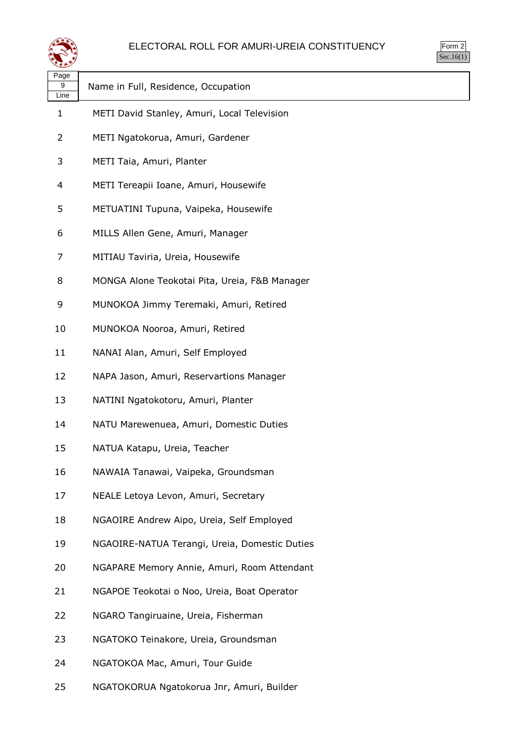# ELECTORAL ROLL FOR AMURI-UREIA CONSTITUENCY

Form 2
Sec.16(1)

| Page 9 Line | Name in Full, Residence, Occupation |
|---|---|
| 1 | METI David Stanley, Amuri, Local Television |
| 2 | METI Ngatokorua, Amuri, Gardener |
| 3 | METI Taia, Amuri, Planter |
| 4 | METI Tereapii Ioane, Amuri, Housewife |
| 5 | METUATINI Tupuna, Vaipeka, Housewife |
| 6 | MILLS Allen Gene, Amuri, Manager |
| 7 | MITIAU Taviria, Ureia, Housewife |
| 8 | MONGA Alone Teokotai Pita, Ureia, F&B Manager |
| 9 | MUNOKOA Jimmy Teremaki, Amuri, Retired |
| 10 | MUNOKOA Nooroa, Amuri, Retired |
| 11 | NANAI Alan, Amuri, Self Employed |
| 12 | NAPA Jason, Amuri, Reservartions Manager |
| 13 | NATINI Ngatokotoru, Amuri, Planter |
| 14 | NATU Marewenuea, Amuri, Domestic Duties |
| 15 | NATUA Katapu, Ureia, Teacher |
| 16 | NAWAIA Tanawai, Vaipeka, Groundsman |
| 17 | NEALE Letoya Levon, Amuri, Secretary |
| 18 | NGAOIRE Andrew Aipo, Ureia, Self Employed |
| 19 | NGAOIRE-NATUA Terangi, Ureia, Domestic Duties |
| 20 | NGAPARE Memory Annie, Amuri, Room Attendant |
| 21 | NGAPOE Teokotai o Noo, Ureia, Boat Operator |
| 22 | NGARO Tangiruaine, Ureia, Fisherman |
| 23 | NGATOKO Teinakore, Ureia, Groundsman |
| 24 | NGATOKOA Mac, Amuri, Tour Guide |
| 25 | NGATOKORUA Ngatokorua Jnr, Amuri, Builder |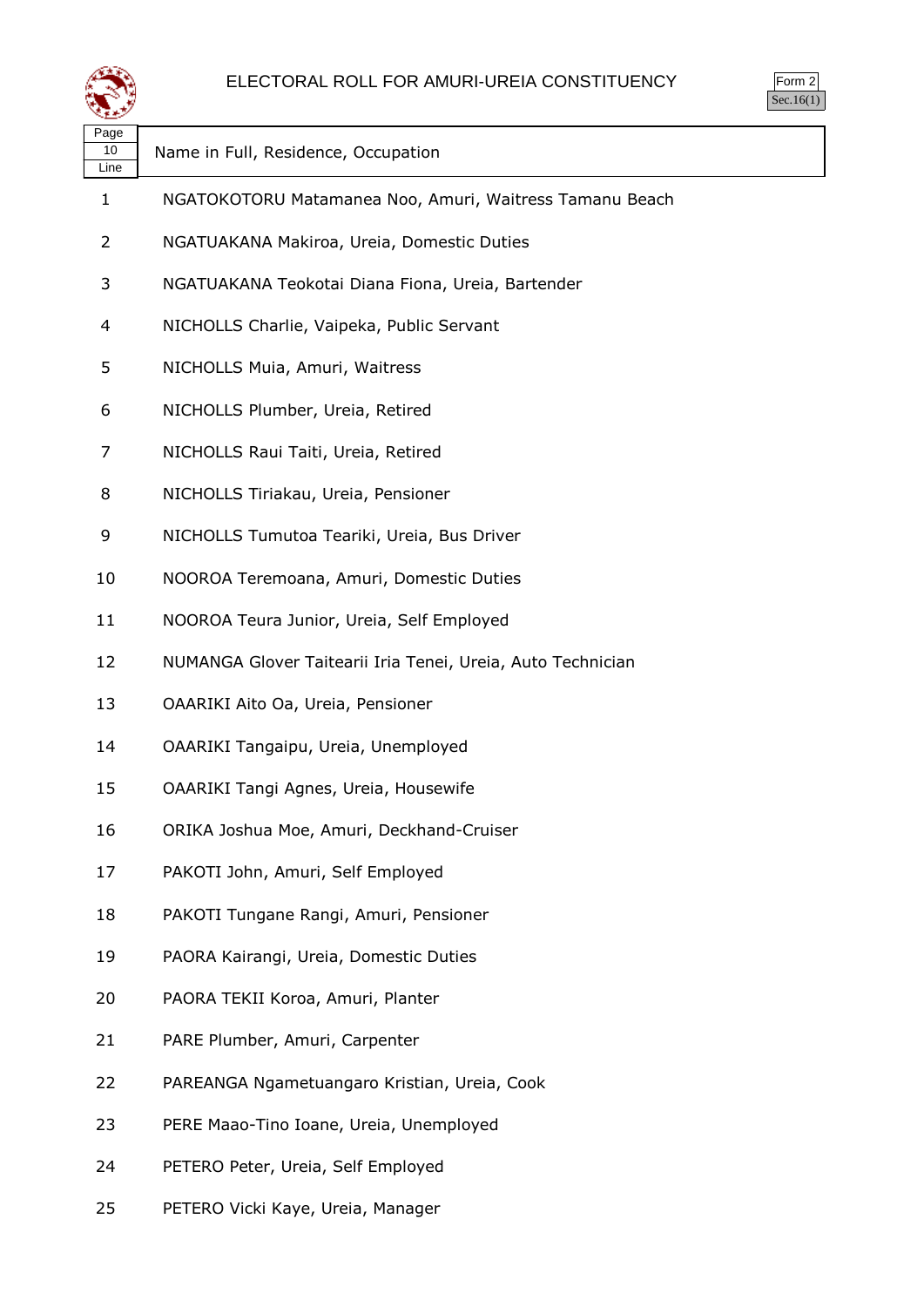# ELECTORAL ROLL FOR AMURI-UREIA CONSTITUENCY

Form 2
Sec.16(1)

| Page 10 Line | Name in Full, Residence, Occupation |
|---|---|
| 1 | NGATOKOTORU Matamanea Noo, Amuri, Waitress Tamanu Beach |
| 2 | NGATUAKANA Makiroa, Ureia, Domestic Duties |
| 3 | NGATUAKANA Teokotai Diana Fiona, Ureia, Bartender |
| 4 | NICHOLLS Charlie, Vaipeka, Public Servant |
| 5 | NICHOLLS Muia, Amuri, Waitress |
| 6 | NICHOLLS Plumber, Ureia, Retired |
| 7 | NICHOLLS Raui Taiti, Ureia, Retired |
| 8 | NICHOLLS Tiriakau, Ureia, Pensioner |
| 9 | NICHOLLS Tumutoa Teariki, Ureia, Bus Driver |
| 10 | NOOROA Teremoana, Amuri, Domestic Duties |
| 11 | NOOROA Teura Junior, Ureia, Self Employed |
| 12 | NUMANGA Glover Taitearii Iria Tenei, Ureia, Auto Technician |
| 13 | OAARIKI Aito Oa, Ureia, Pensioner |
| 14 | OAARIKI Tangaipu, Ureia, Unemployed |
| 15 | OAARIKI Tangi Agnes, Ureia, Housewife |
| 16 | ORIKA Joshua Moe, Amuri, Deckhand-Cruiser |
| 17 | PAKOTI John, Amuri, Self Employed |
| 18 | PAKOTI Tungane Rangi, Amuri, Pensioner |
| 19 | PAORA Kairangi, Ureia, Domestic Duties |
| 20 | PAORA TEKII Koroa, Amuri, Planter |
| 21 | PARE Plumber, Amuri, Carpenter |
| 22 | PAREANGA Ngametuangaro Kristian, Ureia, Cook |
| 23 | PERE Maao-Tino Ioane, Ureia, Unemployed |
| 24 | PETERO Peter, Ureia, Self Employed |
| 25 | PETERO Vicki Kaye, Ureia, Manager |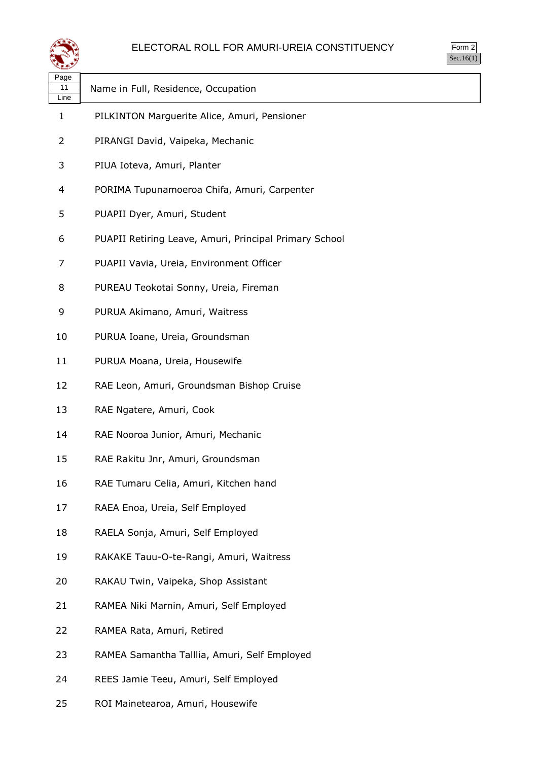# ELECTORAL ROLL FOR AMURI-UREIA CONSTITUENCY

Form 2
Sec.16(1)

| Page 11 Line | Name in Full, Residence, Occupation |
|---|---|
| 1 | PILKINTON Marguerite Alice, Amuri, Pensioner |
| 2 | PIRANGI David, Vaipeka, Mechanic |
| 3 | PIUA Ioteva, Amuri, Planter |
| 4 | PORIMA Tupunamoeroa Chifa, Amuri, Carpenter |
| 5 | PUAPII Dyer, Amuri, Student |
| 6 | PUAPII Retiring Leave, Amuri, Principal Primary School |
| 7 | PUAPII Vavia, Ureia, Environment Officer |
| 8 | PUREAU Teokotai Sonny, Ureia, Fireman |
| 9 | PURUA Akimano, Amuri, Waitress |
| 10 | PURUA Ioane, Ureia, Groundsman |
| 11 | PURUA Moana, Ureia, Housewife |
| 12 | RAE Leon, Amuri, Groundsman Bishop Cruise |
| 13 | RAE Ngatere, Amuri, Cook |
| 14 | RAE Nooroa Junior, Amuri, Mechanic |
| 15 | RAE Rakitu Jnr, Amuri, Groundsman |
| 16 | RAE Tumaru Celia, Amuri, Kitchen hand |
| 17 | RAEA Enoa, Ureia, Self Employed |
| 18 | RAELA Sonja, Amuri, Self Employed |
| 19 | RAKAKE Tauu-O-te-Rangi, Amuri, Waitress |
| 20 | RAKAU Twin, Vaipeka, Shop Assistant |
| 21 | RAMEA Niki Marnin, Amuri, Self Employed |
| 22 | RAMEA Rata, Amuri, Retired |
| 23 | RAMEA Samantha Tallia, Amuri, Self Employed |
| 24 | REES Jamie Teeu, Amuri, Self Employed |
| 25 | ROI Mainetearoa, Amuri, Housewife |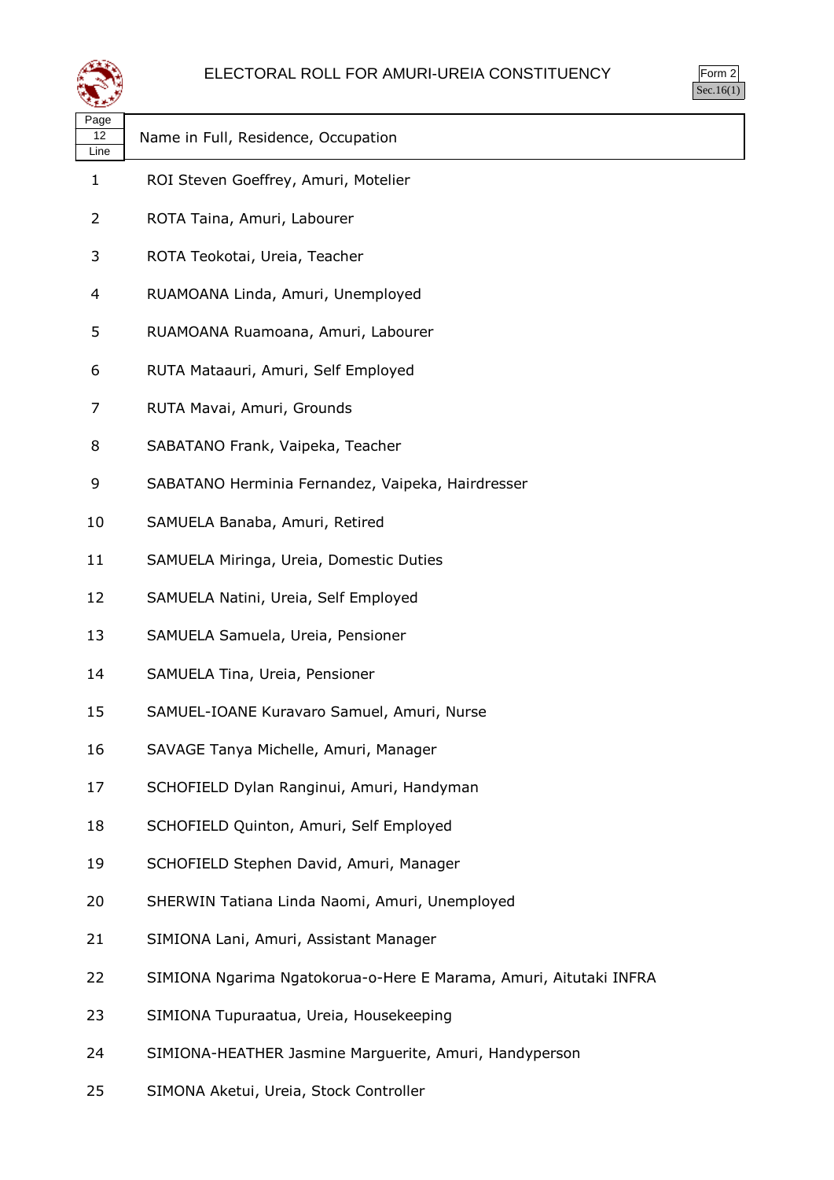# ELECTORAL ROLL FOR AMURI-UREIA CONSTITUENCY

Form 2
Sec.16(1)

| Page 12 Line | Name in Full, Residence, Occupation |
|---|---|
| 1 | ROI Steven Goeffrey, Amuri, Motelier |
| 2 | ROTA Taina, Amuri, Labourer |
| 3 | ROTA Teokotai, Ureia, Teacher |
| 4 | RUAMOANA Linda, Amuri, Unemployed |
| 5 | RUAMOANA Ruamoana, Amuri, Labourer |
| 6 | RUTA Mataauri, Amuri, Self Employed |
| 7 | RUTA Mavai, Amuri, Grounds |
| 8 | SABATANO Frank, Vaipeka, Teacher |
| 9 | SABATANO Herminia Fernandez, Vaipeka, Hairdresser |
| 10 | SAMUELA Banaba, Amuri, Retired |
| 11 | SAMUELA Miringa, Ureia, Domestic Duties |
| 12 | SAMUELA Natini, Ureia, Self Employed |
| 13 | SAMUELA Samuela, Ureia, Pensioner |
| 14 | SAMUELA Tina, Ureia, Pensioner |
| 15 | SAMUEL-IOANE Kuravaro Samuel, Amuri, Nurse |
| 16 | SAVAGE Tanya Michelle, Amuri, Manager |
| 17 | SCHOFIELD Dylan Ranginui, Amuri, Handyman |
| 18 | SCHOFIELD Quinton, Amuri, Self Employed |
| 19 | SCHOFIELD Stephen David, Amuri, Manager |
| 20 | SHERWIN Tatiana Linda Naomi, Amuri, Unemployed |
| 21 | SIMIONA Lani, Amuri, Assistant Manager |
| 22 | SIMIONA Ngarima Ngatokorua-o-Here E Marama, Amuri, Aitutaki INFRA |
| 23 | SIMIONA Tupuraatua, Ureia, Housekeeping |
| 24 | SIMIONA-HEATHER Jasmine Marguerite, Amuri, Handyperson |
| 25 | SIMONA Aketui, Ureia, Stock Controller |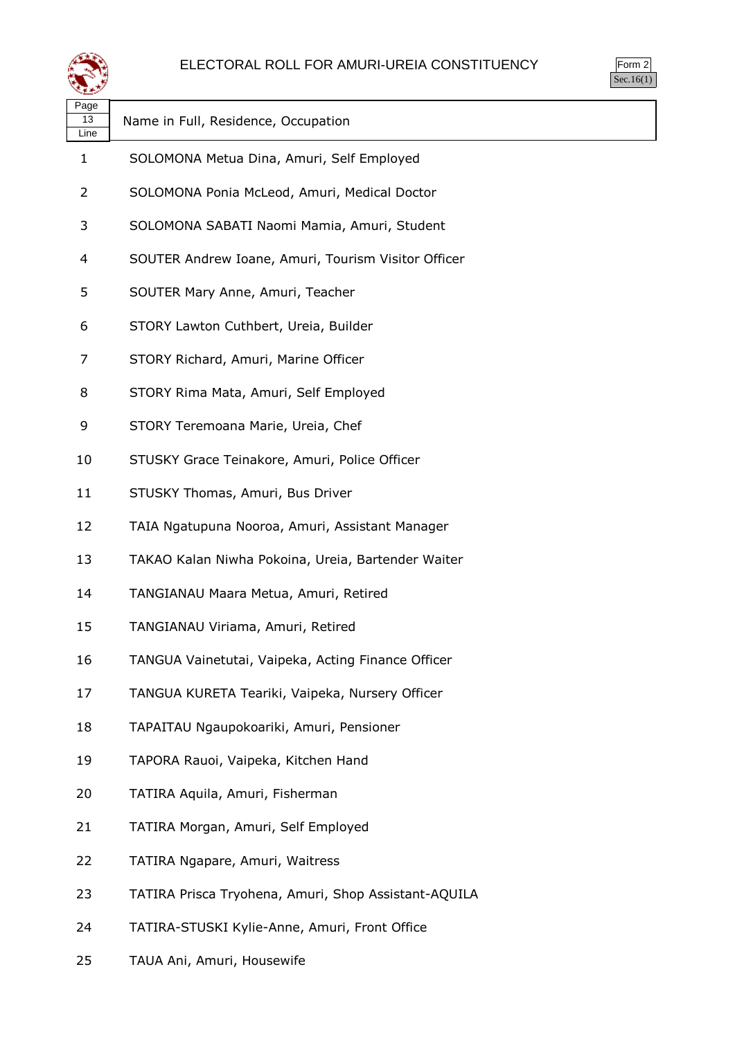# ELECTORAL ROLL FOR AMURI-UREIA CONSTITUENCY

Form 2
Sec.16(1)

| Page 13 Line | Name in Full, Residence, Occupation |
|---|---|
| 1 | SOLOMONA Metua Dina, Amuri, Self Employed |
| 2 | SOLOMONA Ponia McLeod, Amuri, Medical Doctor |
| 3 | SOLOMONA SABATI Naomi Mamia, Amuri, Student |
| 4 | SOUTER Andrew Ioane, Amuri, Tourism Visitor Officer |
| 5 | SOUTER Mary Anne, Amuri, Teacher |
| 6 | STORY Lawton Cuthbert, Ureia, Builder |
| 7 | STORY Richard, Amuri, Marine Officer |
| 8 | STORY Rima Mata, Amuri, Self Employed |
| 9 | STORY Teremoana Marie, Ureia, Chef |
| 10 | STUSKY Grace Teinakore, Amuri, Police Officer |
| 11 | STUSKY Thomas, Amuri, Bus Driver |
| 12 | TAIA Ngatupuna Nooroa, Amuri, Assistant Manager |
| 13 | TAKAO Kalan Niwha Pokoina, Ureia, Bartender Waiter |
| 14 | TANGIANAU Maara Metua, Amuri, Retired |
| 15 | TANGIANAU Viriama, Amuri, Retired |
| 16 | TANGUA Vainetutai, Vaipeka, Acting Finance Officer |
| 17 | TANGUA KURETA Teariki, Vaipeka, Nursery Officer |
| 18 | TAPAITAU Ngaupokoariki, Amuri, Pensioner |
| 19 | TAPORA Rauoi, Vaipeka, Kitchen Hand |
| 20 | TATIRA Aquila, Amuri, Fisherman |
| 21 | TATIRA Morgan, Amuri, Self Employed |
| 22 | TATIRA Ngapare, Amuri, Waitress |
| 23 | TATIRA Prisca Tryohena, Amuri, Shop Assistant-AQUILA |
| 24 | TATIRA-STUSKI Kylie-Anne, Amuri, Front Office |
| 25 | TAUA Ani, Amuri, Housewife |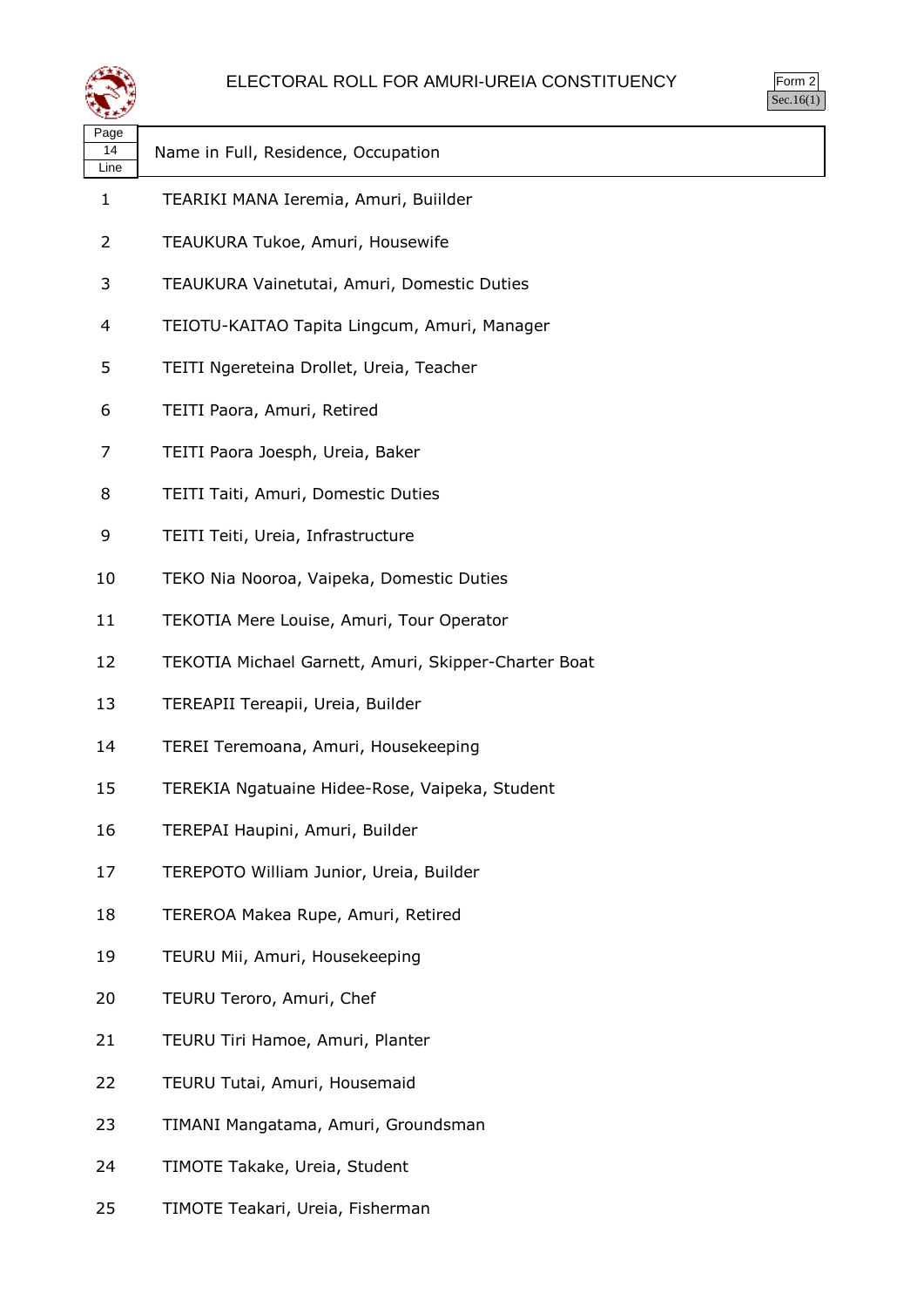# ELECTORAL ROLL FOR AMURI-UREIA CONSTITUENCY

Form 2
Sec.16(1)

| Page 14 Line | Name in Full, Residence, Occupation |
|---|---|
| 1 | TEARIKI MANA Ieremia, Amuri, Buiilder |
| 2 | TEAUKURA Tukoe, Amuri, Housewife |
| 3 | TEAUKURA Vainetutai, Amuri, Domestic Duties |
| 4 | TEIOTU-KAITAO Tapita Lingcum, Amuri, Manager |
| 5 | TEITI Ngereteina Drollet, Ureia, Teacher |
| 6 | TEITI Paora, Amuri, Retired |
| 7 | TEITI Paora Joesph, Ureia, Baker |
| 8 | TEITI Taiti, Amuri, Domestic Duties |
| 9 | TEITI Teiti, Ureia, Infrastructure |
| 10 | TEKO Nia Nooroa, Vaipeka, Domestic Duties |
| 11 | TEKOTIA Mere Louise, Amuri, Tour Operator |
| 12 | TEKOTIA Michael Garnett, Amuri, Skipper-Charter Boat |
| 13 | TEREAPII Tereapii, Ureia, Builder |
| 14 | TEREI Teremoana, Amuri, Housekeeping |
| 15 | TEREKIA Ngatuaine Hidee-Rose, Vaipeka, Student |
| 16 | TEREPAI Haupini, Amuri, Builder |
| 17 | TEREPOTO William Junior, Ureia, Builder |
| 18 | TEREROA Makea Rupe, Amuri, Retired |
| 19 | TEURU Mii, Amuri, Housekeeping |
| 20 | TEURU Teroro, Amuri, Chef |
| 21 | TEURU Tiri Hamoe, Amuri, Planter |
| 22 | TEURU Tutai, Amuri, Housemaid |
| 23 | TIMANI Mangatama, Amuri, Groundsman |
| 24 | TIMOTE Takake, Ureia, Student |
| 25 | TIMOTE Teakari, Ureia, Fisherman |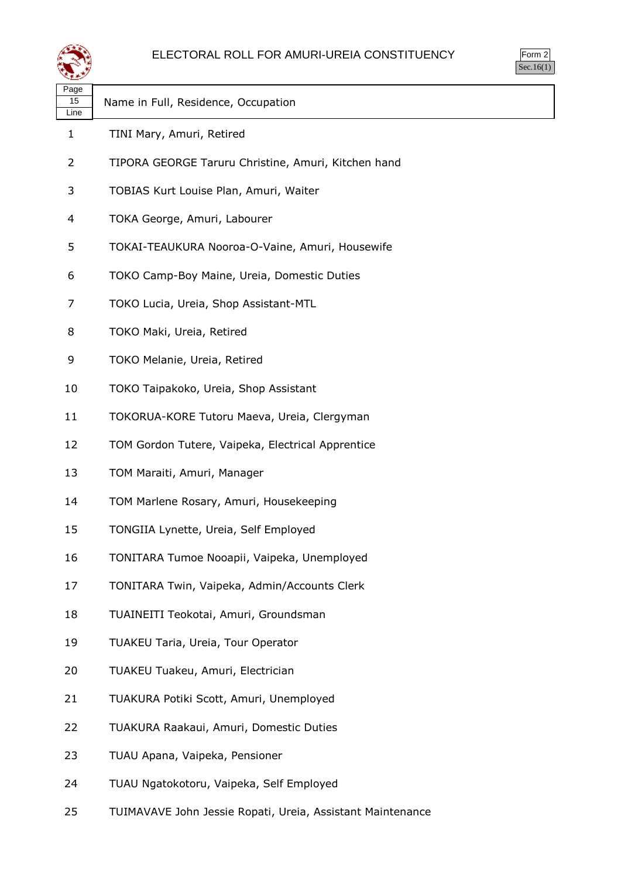# ELECTORAL ROLL FOR AMURI-UREIA CONSTITUENCY

Form 2
Sec.16(1)

| Page 15 Line | Name in Full, Residence, Occupation |
|---|---|
| 1 | TINI Mary, Amuri, Retired |
| 2 | TIPORA GEORGE Taruru Christine, Amuri, Kitchen hand |
| 3 | TOBIAS Kurt Louise Plan, Amuri, Waiter |
| 4 | TOKA George, Amuri, Labourer |
| 5 | TOKAI-TEAUKURA Nooroa-O-Vaine, Amuri, Housewife |
| 6 | TOKO Camp-Boy Maine, Ureia, Domestic Duties |
| 7 | TOKO Lucia, Ureia, Shop Assistant-MTL |
| 8 | TOKO Maki, Ureia, Retired |
| 9 | TOKO Melanie, Ureia, Retired |
| 10 | TOKO Taipakoko, Ureia, Shop Assistant |
| 11 | TOKORUA-KORE Tutoru Maeva, Ureia, Clergyman |
| 12 | TOM Gordon Tutere, Vaipeka, Electrical Apprentice |
| 13 | TOM Maraiti, Amuri, Manager |
| 14 | TOM Marlene Rosary, Amuri, Housekeeping |
| 15 | TONGIIA Lynette, Ureia, Self Employed |
| 16 | TONITARA Tumoe Nooapii, Vaipeka, Unemployed |
| 17 | TONITARA Twin, Vaipeka, Admin/Accounts Clerk |
| 18 | TUAINEITI Teokotai, Amuri, Groundsman |
| 19 | TUAKEU Taria, Ureia, Tour Operator |
| 20 | TUAKEU Tuakeu, Amuri, Electrician |
| 21 | TUAKURA Potiki Scott, Amuri, Unemployed |
| 22 | TUAKURA Raakaui, Amuri, Domestic Duties |
| 23 | TUAU Apana, Vaipeka, Pensioner |
| 24 | TUAU Ngatokotoru, Vaipeka, Self Employed |
| 25 | TUIMAVAVE John Jessie Ropati, Ureia, Assistant Maintenance |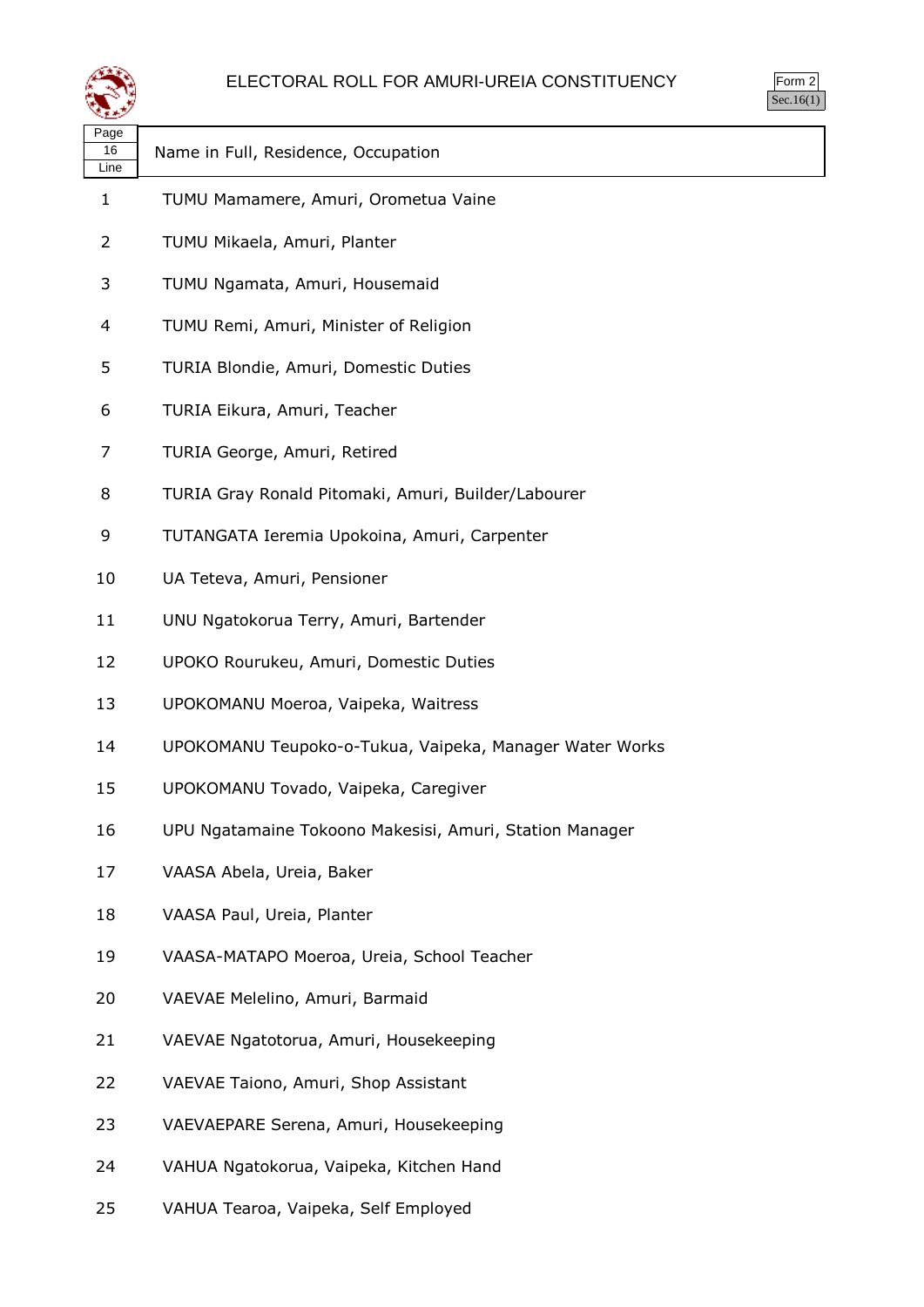# ELECTORAL ROLL FOR AMURI-UREIA CONSTITUENCY

Form 2
Sec.16(1)

| Page 16 Line | Name in Full, Residence, Occupation |
|---|---|
| 1 | TUMU Mamamere, Amuri, Orometua Vaine |
| 2 | TUMU Mikaela, Amuri, Planter |
| 3 | TUMU Ngamata, Amuri, Housemaid |
| 4 | TUMU Remi, Amuri, Minister of Religion |
| 5 | TURIA Blondie, Amuri, Domestic Duties |
| 6 | TURIA Eikura, Amuri, Teacher |
| 7 | TURIA George, Amuri, Retired |
| 8 | TURIA Gray Ronald Pitomaki, Amuri, Builder/Labourer |
| 9 | TUTANGATA Ieremia Upokoina, Amuri, Carpenter |
| 10 | UA Teteva, Amuri, Pensioner |
| 11 | UNU Ngatokorua Terry, Amuri, Bartender |
| 12 | UPOKO Rourukeu, Amuri, Domestic Duties |
| 13 | UPOKOMANU Moeroa, Vaipeka, Waitress |
| 14 | UPOKOMANU Teupoko-o-Tukua, Vaipeka, Manager Water Works |
| 15 | UPOKOMANU Tovado, Vaipeka, Caregiver |
| 16 | UPU Ngatamaine Tokoono Makesisi, Amuri, Station Manager |
| 17 | VAASA Abela, Ureia, Baker |
| 18 | VAASA Paul, Ureia, Planter |
| 19 | VAASA-MATAPO Moeroa, Ureia, School Teacher |
| 20 | VAEVAE Melelino, Amuri, Barmaid |
| 21 | VAEVAE Ngatotorua, Amuri, Housekeeping |
| 22 | VAEVAE Taiono, Amuri, Shop Assistant |
| 23 | VAEVAEPARE Serena, Amuri, Housekeeping |
| 24 | VAHUA Ngatokorua, Vaipeka, Kitchen Hand |
| 25 | VAHUA Tearoa, Vaipeka, Self Employed |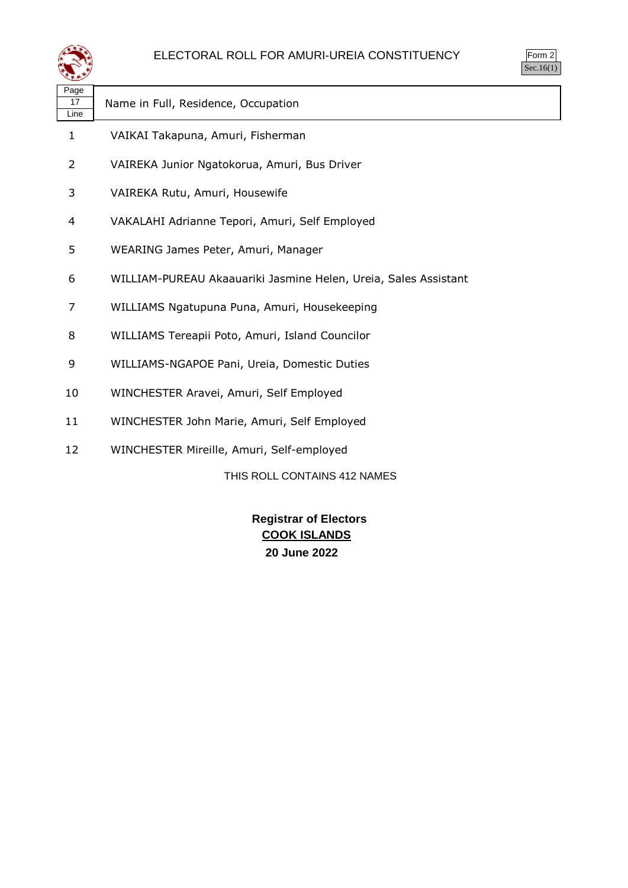ELECTORAL ROLL FOR AMURI-UREIA CONSTITUENCY

Form 2
Sec.16(1)

| Page 17 Line | Name in Full, Residence, Occupation |
|---|---|
| 1 | VAIKAI Takapuna, Amuri, Fisherman |
| 2 | VAIREKA Junior Ngatokorua, Amuri, Bus Driver |
| 3 | VAIREKA Rutu, Amuri, Housewife |
| 4 | VAKALAHI Adrianne Tepori, Amuri, Self Employed |
| 5 | WEARING James Peter, Amuri, Manager |
| 6 | WILLIAM-PUREAU Akaauariki Jasmine Helen, Ureia, Sales Assistant |
| 7 | WILLIAMS Ngatupuna Puna, Amuri, Housekeeping |
| 8 | WILLIAMS Tereapii Poto, Amuri, Island Councilor |
| 9 | WILLIAMS-NGAPOE Pani, Ureia, Domestic Duties |
| 10 | WINCHESTER Aravei, Amuri, Self Employed |
| 11 | WINCHESTER John Marie, Amuri, Self Employed |
| 12 | WINCHESTER Mireille, Amuri, Self-employed |

THIS ROLL CONTAINS 412 NAMES

**Registrar of Electors**
**COOK ISLANDS**
**20 June 2022**